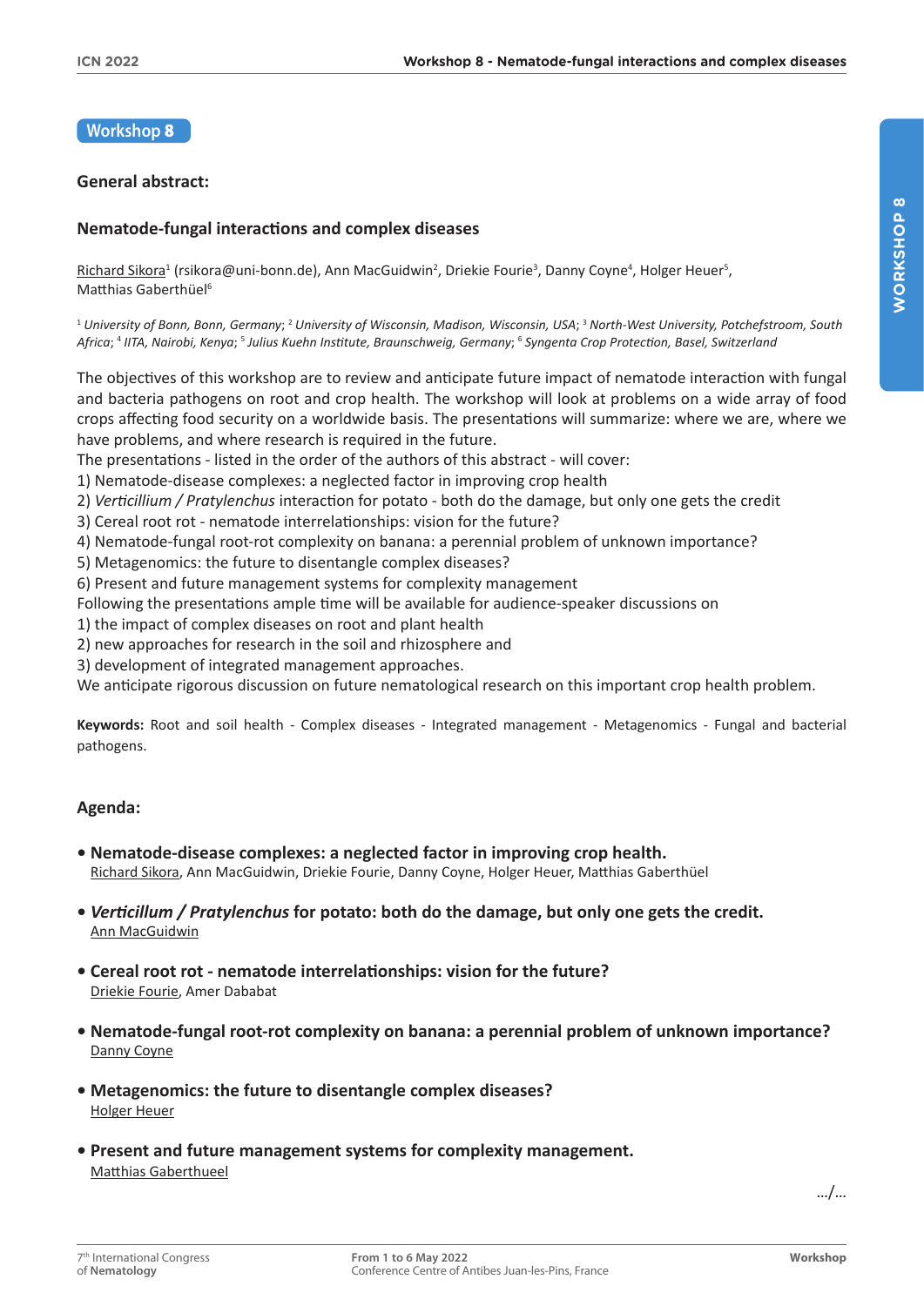Workshop **8**

### General abstract:

### Nematode-fungal interactions and complex diseases

Richard Sikora[1] (rsikora@uni-bonn.de), Ann MacGuidwin[2], Driekie Fourie[3], Danny Coyne[4], Holger Heuer[5], Matthias Gaberthüel[6]

[1] *University of Bonn, Bonn, Germany*; [2] *University of Wisconsin, Madison, Wisconsin, USA*; [3] *North-West University, Potchefstroom, South Africa*; [4] *IITA, Nairobi, Kenya*; [5] *Julius Kuehn Institute, Braunschweig, Germany*; [6] *Syngenta Crop Protection, Basel, Switzerland*

The objectives of this workshop are to review and anticipate future impact of nematode interaction with fungal and bacteria pathogens on root and crop health. The workshop will look at problems on a wide array of food crops affecting food security on a worldwide basis. The presentations will summarize: where we are, where we have problems, and where research is required in the future.
The presentations - listed in the order of the authors of this abstract - will cover:
1) Nematode-disease complexes: a neglected factor in improving crop health
2) *Verticillium / Pratylenchus* interaction for potato - both do the damage, but only one gets the credit
3) Cereal root rot - nematode interrelationships: vision for the future?
4) Nematode-fungal root-rot complexity on banana: a perennial problem of unknown importance?
5) Metagenomics: the future to disentangle complex diseases?
6) Present and future management systems for complexity management
Following the presentations ample time will be available for audience-speaker discussions on
1) the impact of complex diseases on root and plant health
2) new approaches for research in the soil and rhizosphere and
3) development of integrated management approaches.
We anticipate rigorous discussion on future nematological research on this important crop health problem.

**Keywords:** Root and soil health - Complex diseases - Integrated management - Metagenomics - Fungal and bacterial pathogens.

### Agenda:

- **Nematode-disease complexes: a neglected factor in improving crop health.**
  Richard Sikora, Ann MacGuidwin, Driekie Fourie, Danny Coyne, Holger Heuer, Matthias Gaberthüel

- ***Verticillum / Pratylenchus* for potato: both do the damage, but only one gets the credit.**
  Ann MacGuidwin

- **Cereal root rot - nematode interrelationships: vision for the future?**
  Driekie Fourie, Amer Dababat

- **Nematode-fungal root-rot complexity on banana: a perennial problem of unknown importance?**
  Danny Coyne

- **Metagenomics: the future to disentangle complex diseases?**
  Holger Heuer

- **Present and future management systems for complexity management.**
  Matthias Gaberthueel

.../...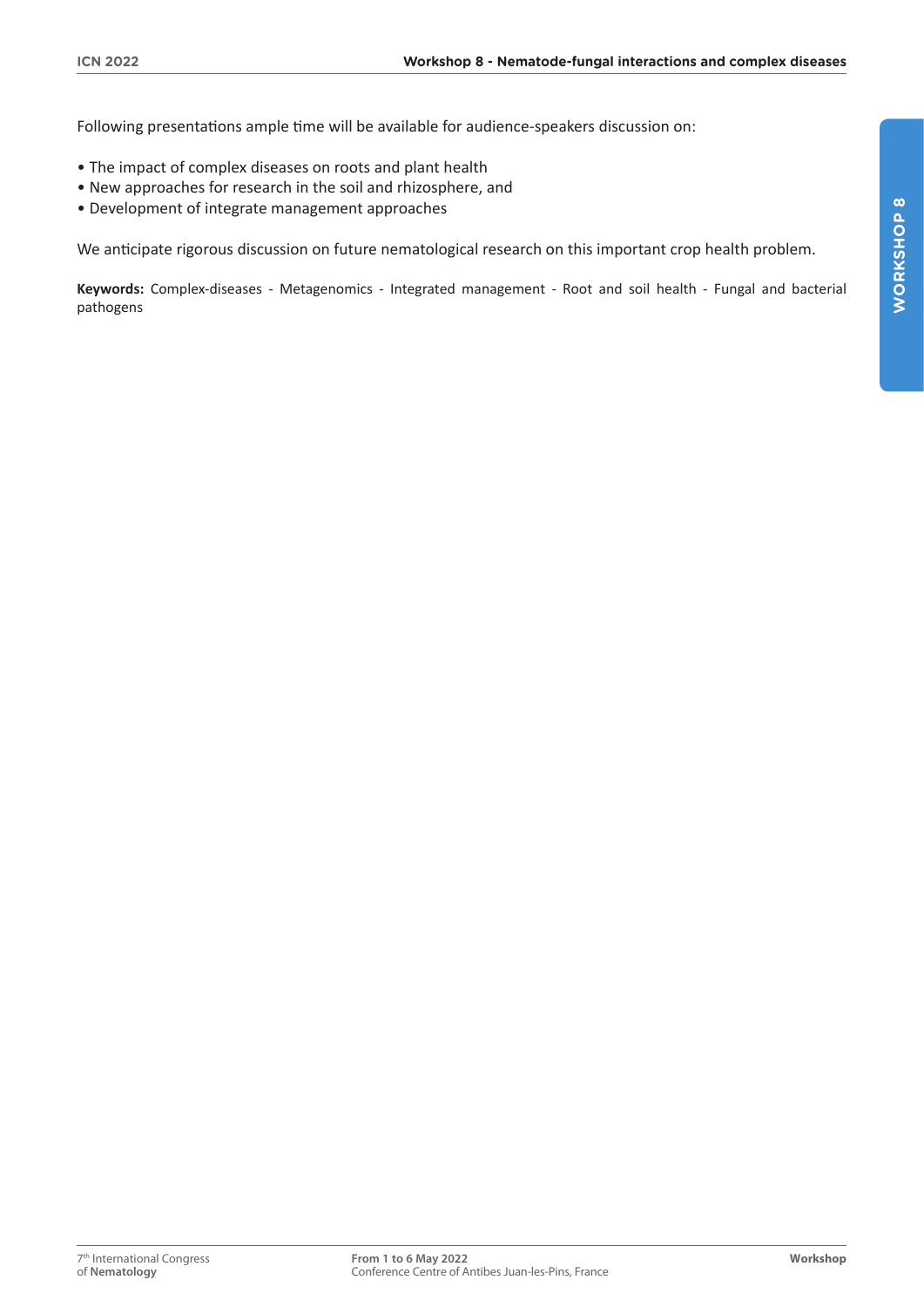Following presentations ample time will be available for audience-speakers discussion on:

- The impact of complex diseases on roots and plant health
- New approaches for research in the soil and rhizosphere, and
- Development of integrate management approaches

We anticipate rigorous discussion on future nematological research on this important crop health problem.

**Keywords:** Complex-diseases - Metagenomics - Integrated management - Root and soil health - Fungal and bacterial pathogens